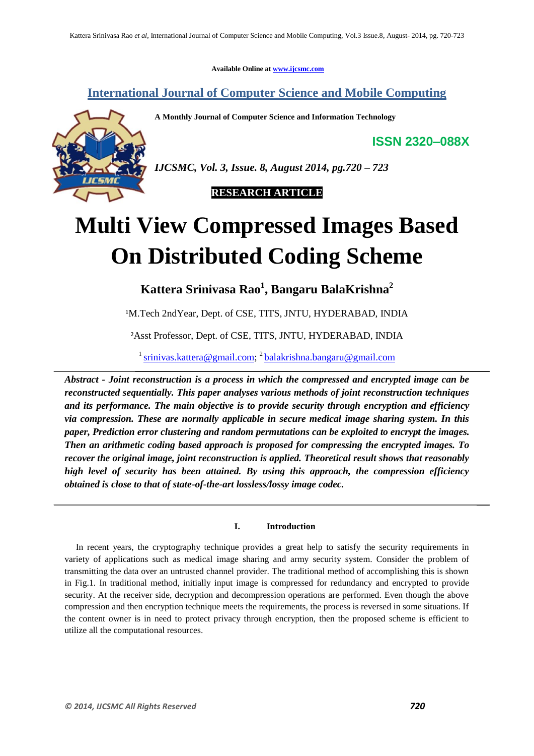Available Online at www.ijcsmc.com

# International Journal of Computer Science and Mobile Computing

**A Monthly Journal of Computer Science and Information Technology**

**ISSN 2320–088X**

*IJCSMC, Vol. 3, Issue. 8, August 2014, pg.720 – 723*

**RESEARCH ARTICLE**

# Multi View Compressed Images Based On Distributed Coding Scheme

**Kattera Srinivasa Rao[1], Bangaru BalaKrishna[2]**

[1]M.Tech 2ndYear, Dept. of CSE, TITS, JNTU, HYDERABAD, INDIA

[2]Asst Professor, Dept. of CSE, TITS, JNTU, HYDERABAD, INDIA

[1] srinivas.kattera@gmail.com; [2] balakrishna.bangaru@gmail.com

***Abstract - Joint reconstruction is a process in which the compressed and encrypted image can be reconstructed sequentially. This paper analyses various methods of joint reconstruction techniques and its performance. The main objective is to provide security through encryption and efficiency via compression. These are normally applicable in secure medical image sharing system. In this paper, Prediction error clustering and random permutations can be exploited to encrypt the images. Then an arithmetic coding based approach is proposed for compressing the encrypted images. To recover the original image, joint reconstruction is applied. Theoretical result shows that reasonably high level of security has been attained. By using this approach, the compression efficiency obtained is close to that of state-of-the-art lossless/lossy image codec.***

## I. Introduction

In recent years, the cryptography technique provides a great help to satisfy the security requirements in variety of applications such as medical image sharing and army security system. Consider the problem of transmitting the data over an untrusted channel provider. The traditional method of accomplishing this is shown in Fig.1. In traditional method, initially input image is compressed for redundancy and encrypted to provide security. At the receiver side, decryption and decompression operations are performed. Even though the above compression and then encryption technique meets the requirements, the process is reversed in some situations. If the content owner is in need to protect privacy through encryption, then the proposed scheme is efficient to utilize all the computational resources.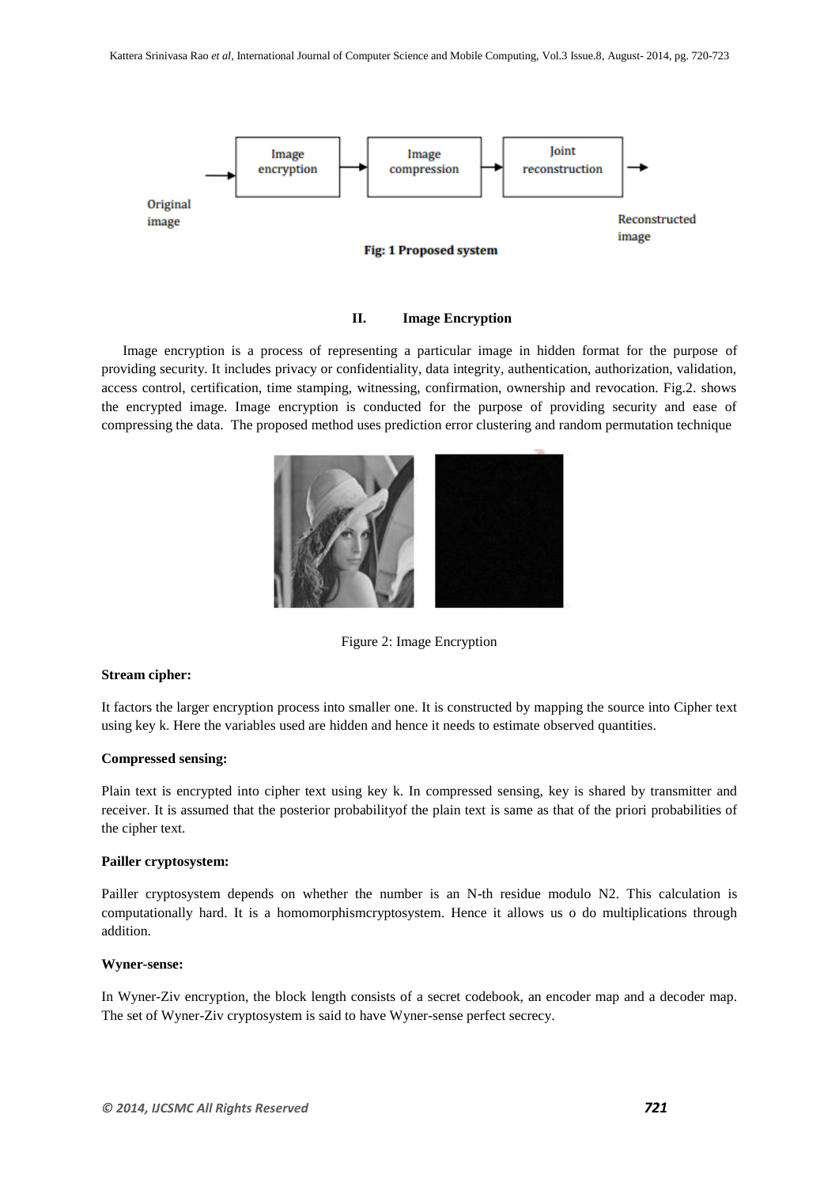Fig: 1 Proposed system

## II. Image Encryption

Image encryption is a process of representing a particular image in hidden format for the purpose of providing security. It includes privacy or confidentiality, data integrity, authentication, authorization, validation, access control, certification, time stamping, witnessing, confirmation, ownership and revocation. Fig.2. shows the encrypted image. Image encryption is conducted for the purpose of providing security and ease of compressing the data. The proposed method uses prediction error clustering and random permutation technique

Figure 2: Image Encryption

**Stream cipher:**

It factors the larger encryption process into smaller one. It is constructed by mapping the source into Cipher text using key k. Here the variables used are hidden and hence it needs to estimate observed quantities.

**Compressed sensing:**

Plain text is encrypted into cipher text using key k. In compressed sensing, key is shared by transmitter and receiver. It is assumed that the posterior probabilityof the plain text is same as that of the priori probabilities of the cipher text.

**Pailler cryptosystem:**

Pailler cryptosystem depends on whether the number is an N-th residue modulo N2. This calculation is computationally hard. It is a homomorphismcryptosystem. Hence it allows us o do multiplications through addition.

**Wyner-sense:**

In Wyner-Ziv encryption, the block length consists of a secret codebook, an encoder map and a decoder map. The set of Wyner-Ziv cryptosystem is said to have Wyner-sense perfect secrecy.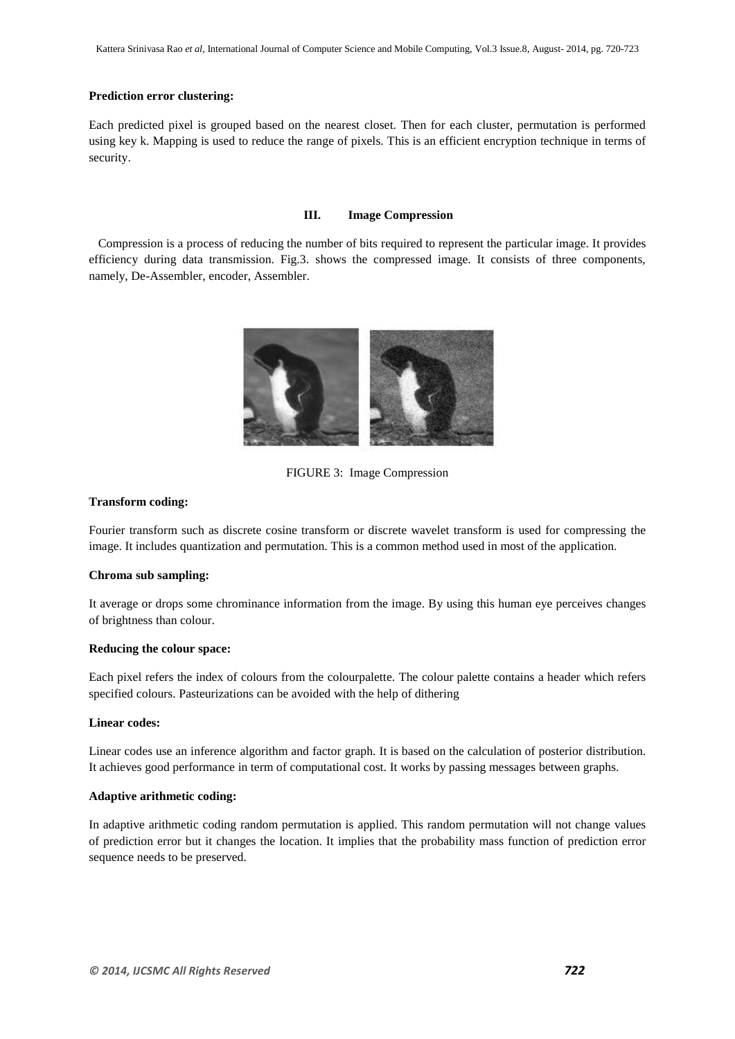**Prediction error clustering:**

Each predicted pixel is grouped based on the nearest closet. Then for each cluster, permutation is performed using key k. Mapping is used to reduce the range of pixels. This is an efficient encryption technique in terms of security.

## III. Image Compression

Compression is a process of reducing the number of bits required to represent the particular image. It provides efficiency during data transmission. Fig.3. shows the compressed image. It consists of three components, namely, De-Assembler, encoder, Assembler.

FIGURE 3: Image Compression

**Transform coding:**

Fourier transform such as discrete cosine transform or discrete wavelet transform is used for compressing the image. It includes quantization and permutation. This is a common method used in most of the application.

**Chroma sub sampling:**

It average or drops some chrominance information from the image. By using this human eye perceives changes of brightness than colour.

**Reducing the colour space:**

Each pixel refers the index of colours from the colourpalette. The colour palette contains a header which refers specified colours. Pasteurizations can be avoided with the help of dithering

**Linear codes:**

Linear codes use an inference algorithm and factor graph. It is based on the calculation of posterior distribution. It achieves good performance in term of computational cost. It works by passing messages between graphs.

**Adaptive arithmetic coding:**

In adaptive arithmetic coding random permutation is applied. This random permutation will not change values of prediction error but it changes the location. It implies that the probability mass function of prediction error sequence needs to be preserved.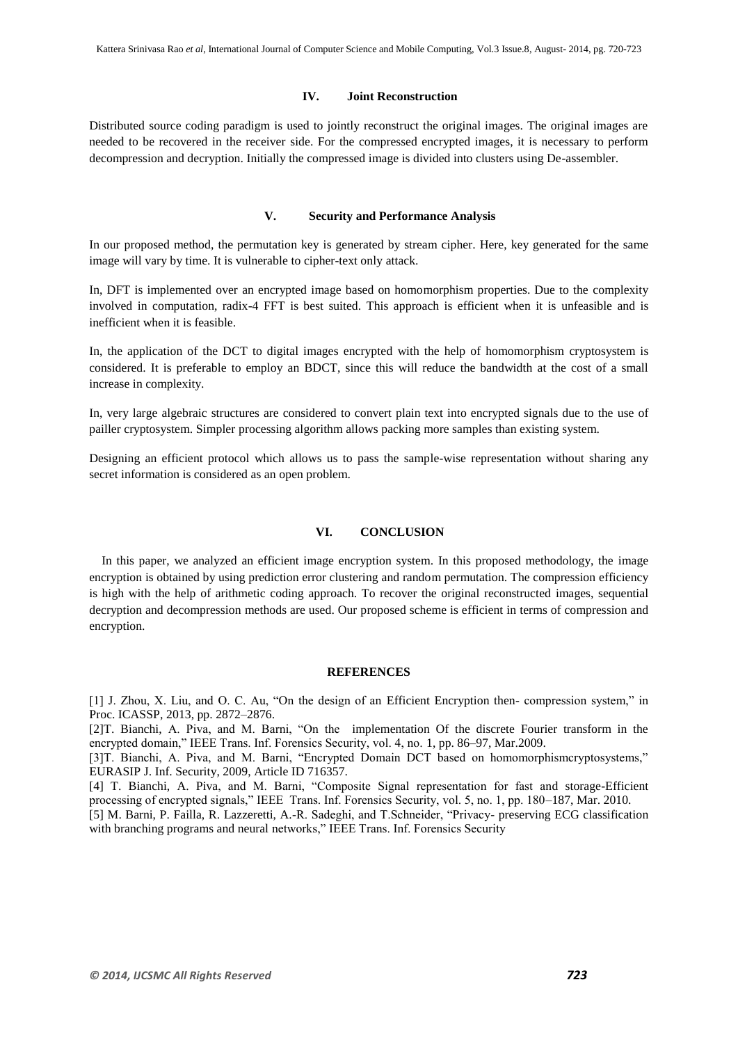## IV. Joint Reconstruction

Distributed source coding paradigm is used to jointly reconstruct the original images. The original images are needed to be recovered in the receiver side. For the compressed encrypted images, it is necessary to perform decompression and decryption. Initially the compressed image is divided into clusters using De-assembler.

## V. Security and Performance Analysis

In our proposed method, the permutation key is generated by stream cipher. Here, key generated for the same image will vary by time. It is vulnerable to cipher-text only attack.

In, DFT is implemented over an encrypted image based on homomorphism properties. Due to the complexity involved in computation, radix-4 FFT is best suited. This approach is efficient when it is unfeasible and is inefficient when it is feasible.

In, the application of the DCT to digital images encrypted with the help of homomorphism cryptosystem is considered. It is preferable to employ an BDCT, since this will reduce the bandwidth at the cost of a small increase in complexity.

In, very large algebraic structures are considered to convert plain text into encrypted signals due to the use of pailler cryptosystem. Simpler processing algorithm allows packing more samples than existing system.

Designing an efficient protocol which allows us to pass the sample-wise representation without sharing any secret information is considered as an open problem.

## VI. CONCLUSION

In this paper, we analyzed an efficient image encryption system. In this proposed methodology, the image encryption is obtained by using prediction error clustering and random permutation. The compression efficiency is high with the help of arithmetic coding approach. To recover the original reconstructed images, sequential decryption and decompression methods are used. Our proposed scheme is efficient in terms of compression and encryption.

## REFERENCES

[1] J. Zhou, X. Liu, and O. C. Au, "On the design of an Efficient Encryption then- compression system," in Proc. ICASSP, 2013, pp. 2872–2876.

[2]T. Bianchi, A. Piva, and M. Barni, "On the implementation Of the discrete Fourier transform in the encrypted domain," IEEE Trans. Inf. Forensics Security, vol. 4, no. 1, pp. 86–97, Mar.2009.

[3]T. Bianchi, A. Piva, and M. Barni, "Encrypted Domain DCT based on homomorphismcryptosystems," EURASIP J. Inf. Security, 2009, Article ID 716357.

[4] T. Bianchi, A. Piva, and M. Barni, "Composite Signal representation for fast and storage-Efficient processing of encrypted signals," IEEE Trans. Inf. Forensics Security, vol. 5, no. 1, pp. 180–187, Mar. 2010.

[5] M. Barni, P. Failla, R. Lazzeretti, A.-R. Sadeghi, and T.Schneider, "Privacy- preserving ECG classification with branching programs and neural networks," IEEE Trans. Inf. Forensics Security